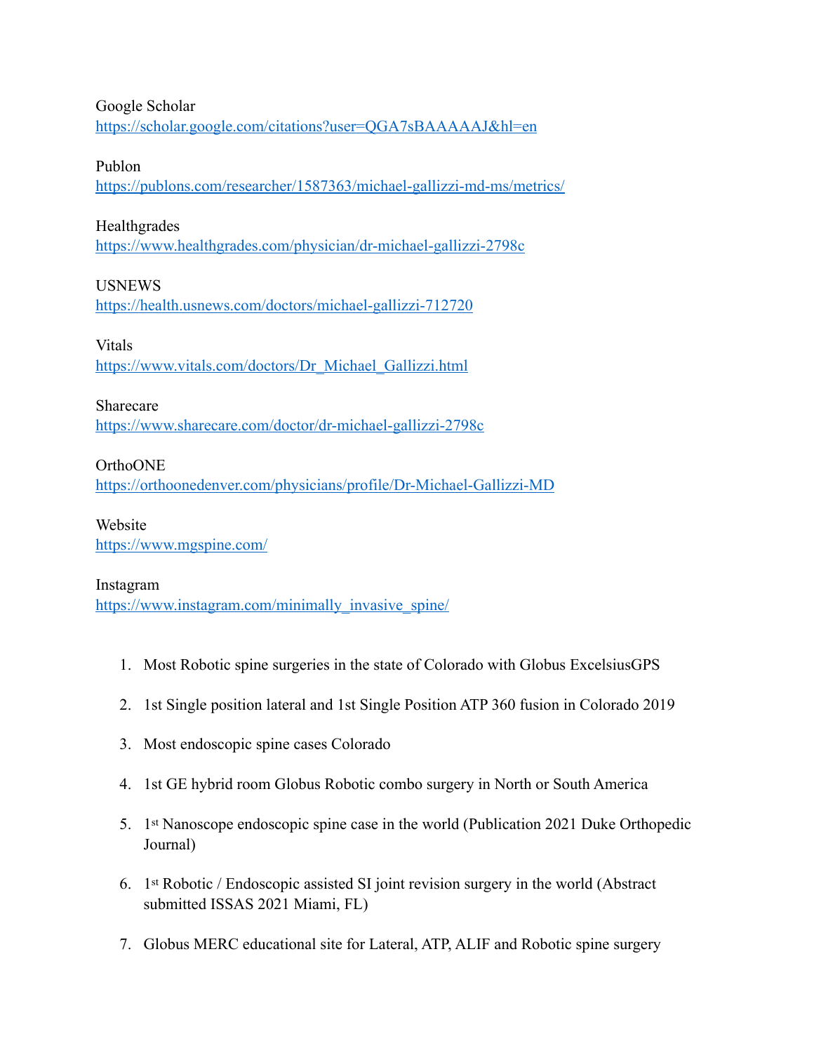Google Scholar
https://scholar.google.com/citations?user=QGA7sBAAAAAJ&hl=en

Publon
https://publons.com/researcher/1587363/michael-gallizzi-md-ms/metrics/

Healthgrades
https://www.healthgrades.com/physician/dr-michael-gallizzi-2798c

USNEWS
https://health.usnews.com/doctors/michael-gallizzi-712720

Vitals
https://www.vitals.com/doctors/Dr_Michael_Gallizzi.html

Sharecare
https://www.sharecare.com/doctor/dr-michael-gallizzi-2798c

OrthoONE
https://orthoonedenver.com/physicians/profile/Dr-Michael-Gallizzi-MD

Website
https://www.mgspine.com/

Instagram
https://www.instagram.com/minimally_invasive_spine/

1. Most Robotic spine surgeries in the state of Colorado with Globus ExcelsiusGPS
2. 1st Single position lateral and 1st Single Position ATP 360 fusion in Colorado 2019
3. Most endoscopic spine cases Colorado
4. 1st GE hybrid room Globus Robotic combo surgery in North or South America
5. 1st Nanoscope endoscopic spine case in the world (Publication 2021 Duke Orthopedic Journal)
6. 1st Robotic / Endoscopic assisted SI joint revision surgery in the world (Abstract submitted ISSAS 2021 Miami, FL)
7. Globus MERC educational site for Lateral, ATP, ALIF and Robotic spine surgery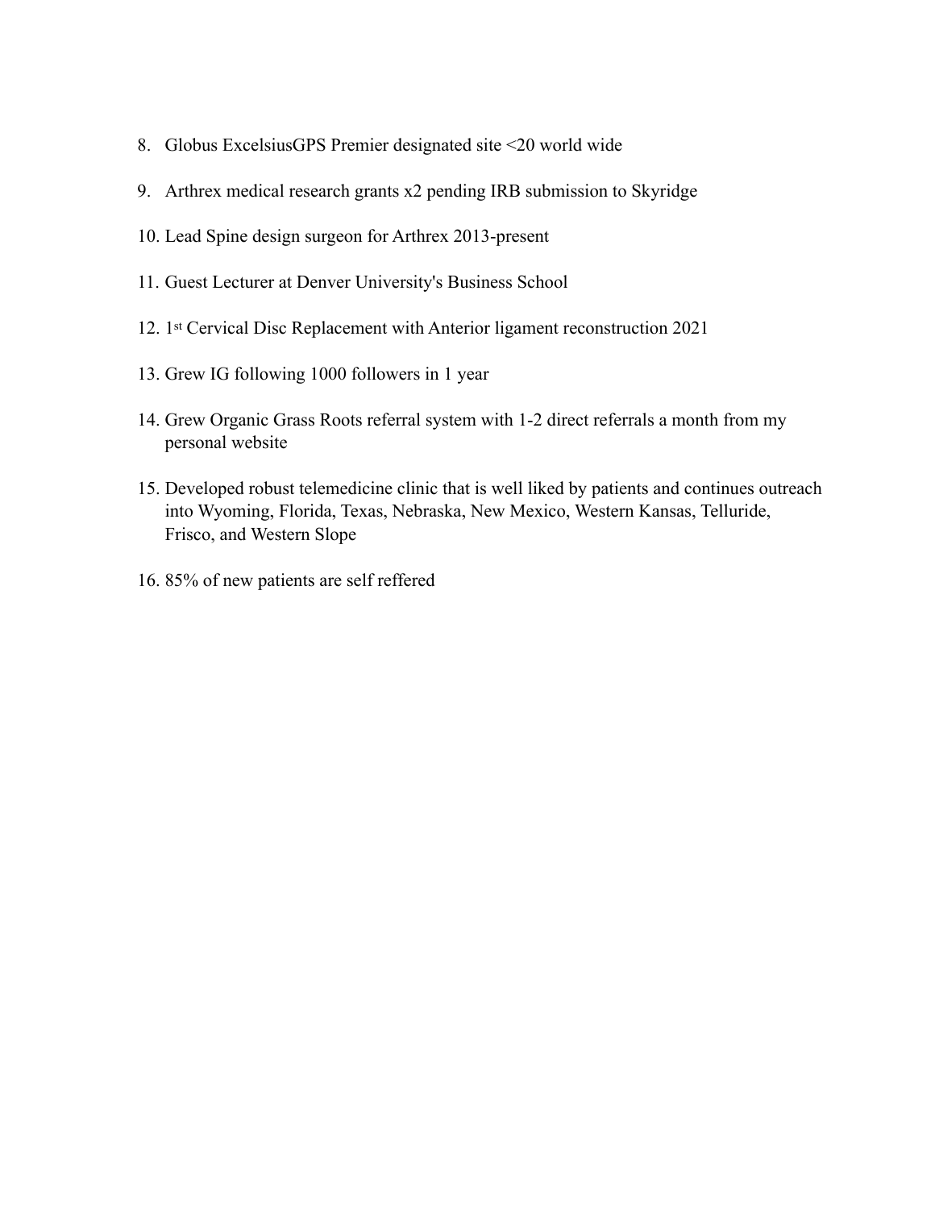8. Globus ExcelsiusGPS Premier designated site <20 world wide
9. Arthrex medical research grants x2 pending IRB submission to Skyridge
10. Lead Spine design surgeon for Arthrex 2013-present
11. Guest Lecturer at Denver University's Business School
12. 1st Cervical Disc Replacement with Anterior ligament reconstruction 2021
13. Grew IG following 1000 followers in 1 year
14. Grew Organic Grass Roots referral system with 1-2 direct referrals a month from my personal website
15. Developed robust telemedicine clinic that is well liked by patients and continues outreach into Wyoming, Florida, Texas, Nebraska, New Mexico, Western Kansas, Telluride, Frisco, and Western Slope
16. 85% of new patients are self reffered